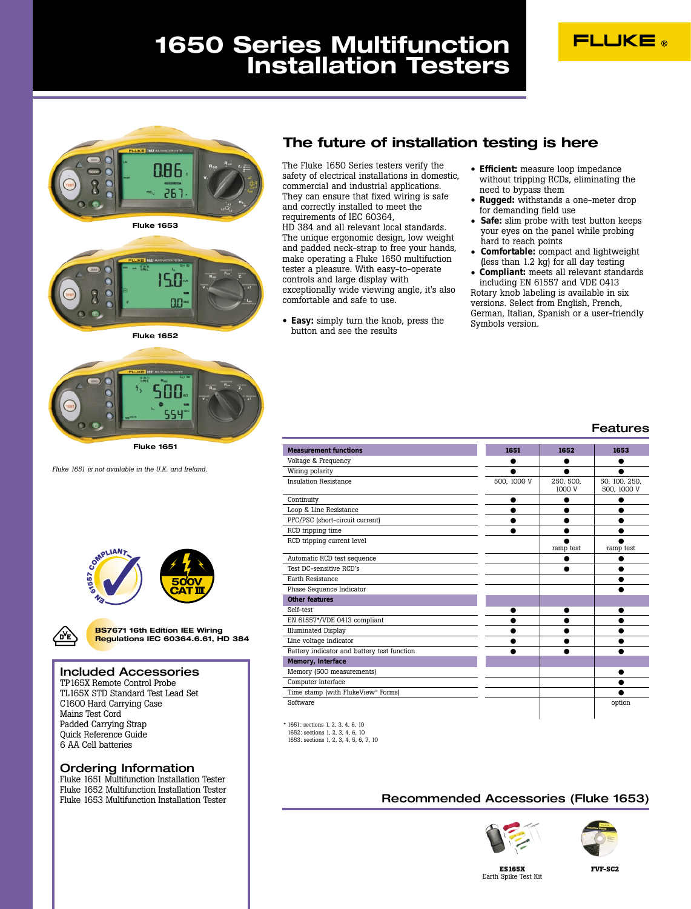# 1650 Series Multifunction Installation Testers

Fluke 1653

Fluke 1652

Fluke 1651

*Fluke 1651 is not available in the U.K. and Ireland.*

## The future of installation testing is here

The Fluke 1650 Series testers verify the safety of electrical installations in domestic, commercial and industrial applications. They can ensure that fixed wiring is safe and correctly installed to meet the requirements of IEC 60364, HD 384 and all relevant local standards. The unique ergonomic design, low weight and padded neck-strap to free your hands, make operating a Fluke 1650 multifunction tester a pleasure. With easy-to-operate controls and large display with exceptionally wide viewing angle, it's also comfortable and safe to use.

- **Easy:** simply turn the knob, press the button and see the results
- **Efficient:** measure loop impedance without tripping RCDs, eliminating the need to bypass them
- **Rugged:** withstands a one-meter drop for demanding field use
- **Safe:** slim probe with test button keeps your eyes on the panel while probing hard to reach points
- **Comfortable:** compact and lightweight (less than 1.2 kg) for all day testing
- **Compliant:** meets all relevant standards including EN 61557 and VDE 0413

Rotary knob labeling is available in six versions. Select from English, French, German, Italian, Spanish or a user-friendly Symbols version.

EN 61557 COMPLIANT

500V CAT III

BS7671 16th Edition IEE Wiring Regulations IEC 60364.6.61, HD 384

## Features

| Measurement functions | 1651 | 1652 | 1653 |
|---|---|---|---|
| Voltage & Frequency | ● | ● | ● |
| Wiring polarity | ● | ● | ● |
| Insulation Resistance | 500, 1000 V | 250, 500, 1000 V | 50, 100, 250, 500, 1000 V |
| Continuity | ● | ● | ● |
| Loop & Line Resistance | ● | ● | ● |
| PFC/PSC (short-circuit current) | ● | ● | ● |
| RCD tripping time | ● | ● | ● |
| RCD tripping current level | | ● ramp test | ● ramp test |
| Automatic RCD test sequence | | ● | ● |
| Test DC-sensitive RCD's | | ● | ● |
| Earth Resistance | | | ● |
| Phase Sequence Indicator | | | ● |
| **Other features** | | | |
| Self-test | ● | ● | ● |
| EN 61557*/VDE 0413 compliant | ● | ● | ● |
| Illuminated Display | ● | ● | ● |
| Line voltage indicator | ● | ● | ● |
| Battery indicator and battery test function | ● | ● | ● |
| **Memory, Interface** | | | |
| Memory (500 measurements) | | | ● |
| Computer interface | | | ● |
| Time stamp (with FlukeView® Forms) | | | ● |
| Software | | | option |

\* 1651: sections 1, 2, 3, 4, 6, 10
1652: sections 1, 2, 3, 4, 6, 10
1653: sections 1, 2, 3, 4, 5, 6, 7, 10

## Included Accessories

TP165X Remote Control Probe
TL165X STD Standard Test Lead Set
C1600 Hard Carrying Case
Mains Test Cord
Padded Carrying Strap
Quick Reference Guide
6 AA Cell batteries

## Ordering Information

Fluke 1651 Multifunction Installation Tester
Fluke 1652 Multifunction Installation Tester
Fluke 1653 Multifunction Installation Tester

## Recommended Accessories (Fluke 1653)

**ES165X**
Earth Spike Test Kit

**FVF-SC2**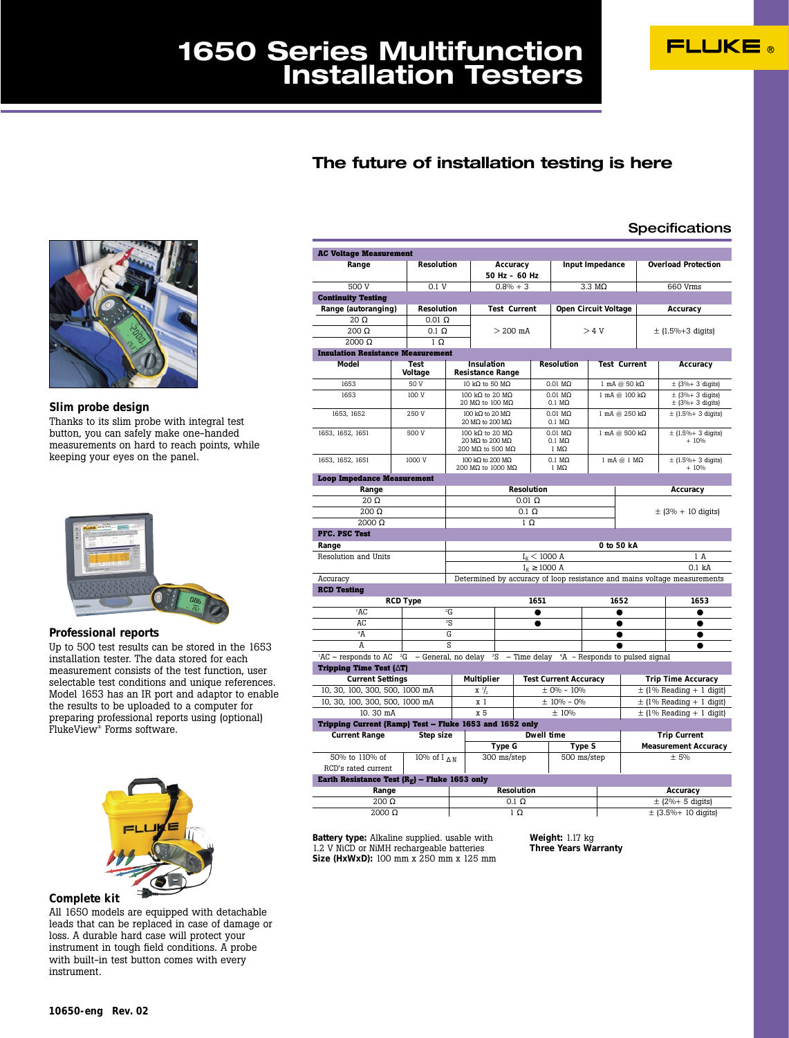# 1650 Series Multifunction Installation Testers

## The future of installation testing is here

### Slim probe design

Thanks to its slim probe with integral test button, you can safely make one-handed measurements on hard to reach points, while keeping your eyes on the panel.

### Professional reports

Up to 500 test results can be stored in the 1653 installation tester. The data stored for each measurement consists of the test function, user selectable test conditions and unique references. Model 1653 has an IR port and adaptor to enable the results to be uploaded to a computer for preparing professional reports using (optional) FlukeView® Forms software.

### Complete kit

All 1650 models are equipped with detachable leads that can be replaced in case of damage or loss. A durable hard case will protect your instrument in tough field conditions. A probe with built-in test button comes with every instrument.

## Specifications

**AC Voltage Measurement**

| Range | Resolution | Accuracy 50 Hz - 60 Hz | Input Impedance | Overload Protection |
|---|---|---|---|---|
| 500 V | 0.1 V | 0.8% + 3 | 3.3 MΩ | 660 Vrms |

**Continuity Testing**

| Range (autoranging) | Resolution | Test Current | Open Circuit Voltage | Accuracy |
|---|---|---|---|---|
| 20 Ω | 0.01 Ω | > 200 mA | > 4 V | ± (1.5%+3 digits) |
| 200 Ω | 0.1 Ω | | | |
| 2000 Ω | 1 Ω | | | |

**Insulation Resistance Measurement**

| Model | Test Voltage | Insulation Resistance Range | Resolution | Test Current | Accuracy |
|---|---|---|---|---|---|
| 1653 | 50 V | 10 kΩ to 50 MΩ | 0.01 MΩ | 1 mA @ 50 kΩ | ± (3%+ 3 digits) |
| 1653 | 100 V | 100 kΩ to 20 MΩ<br>20 MΩ to 100 MΩ | 0.01 MΩ<br>0.1 MΩ | 1 mA @ 100 kΩ | ± (3%+ 3 digits)<br>± (3%+ 3 digits) |
| 1653, 1652 | 250 V | 100 kΩ to 20 MΩ<br>20 MΩ to 200 MΩ | 0.01 MΩ<br>0.1 MΩ | 1 mA @ 250 kΩ | ± (1.5%+ 3 digits) |
| 1653, 1652, 1651 | 500 V | 100 kΩ to 20 MΩ<br>20 MΩ to 200 MΩ<br>200 MΩ to 500 MΩ | 0.01 MΩ<br>0.1 MΩ<br>1 MΩ | 1 mA @ 500 kΩ | ± (1.5%+ 3 digits) + 10% |
| 1653, 1652, 1651 | 1000 V | 100 kΩ to 200 MΩ<br>200 MΩ to 1000 MΩ | 0.1 MΩ<br>1 MΩ | 1 mA @ 1 MΩ | ± (1.5%+ 3 digits) + 10% |

**Loop Impedance Measurement**

| Range | Resolution | Accuracy |
|---|---|---|
| 20 Ω | 0.01 Ω | ± (3% + 10 digits) |
| 200 Ω | 0.1 Ω | |
| 2000 Ω | 1 Ω | |

**PFC. PSC Test**

| | | |
|---|---|---|
| Range | 0 to 50 kA | |
| Resolution and Units | $I_K$ < 1000 A | 1 A |
| | $I_K$ ≥ 1000 A | 0.1 kA |
| Accuracy | Determined by accuracy of loop resistance and mains voltage measurements | |

**RCD Testing**

| RCD Type | | 1651 | 1652 | 1653 |
|---|---|---|---|---|
| [1]AC | [2]G | ● | ● | ● |
| AC | [3]S | ● | ● | ● |
| [4]A | G | | ● | ● |
| A | S | | ● | ● |

[1]AC – responds to AC [2]G – General, no delay [3]S – Time delay [4]A – Responds to pulsed signal

**Tripping Time Test (ΔT)**

| Current Settings | Multiplier | Test Current Accuracy | Trip Time Accuracy |
|---|---|---|---|
| 10, 30, 100, 300, 500, 1000 mA | x ½ | ± 0% - 10% | ± (1% Reading + 1 digit) |
| 10, 30, 100, 300, 500, 1000 mA | x 1 | ± 10% - 0% | ± (1% Reading + 1 digit) |
| 10. 30 mA | x 5 | ± 10% | ± (1% Reading + 1 digit) |

**Tripping Current (Ramp) Test – Fluke 1653 and 1652 only**

| Current Range | Step size | Dwell time | | Trip Current Measurement Accuracy |
|---|---|---|---|---|
| | | Type G | Type S | |
| 50% to 110% of RCD's rated current | 10% of $I_{\Delta N}$ | 300 ms/step | 500 ms/step | ± 5% |

**Earth Resistance Test ($R_E$) – Fluke 1653 only**

| Range | Resolution | Accuracy |
|---|---|---|
| 200 Ω | 0.1 Ω | ± (2%+ 5 digits) |
| 2000 Ω | 1 Ω | ± (3.5%+ 10 digits) |

**Battery type:** Alkaline supplied. usable with 1.2 V NiCD or NiMH rechargeable batteries
**Size (HxWxD):** 100 mm x 250 mm x 125 mm

**Weight:** 1.17 kg
**Three Years Warranty**

**10650-eng Rev. 02**